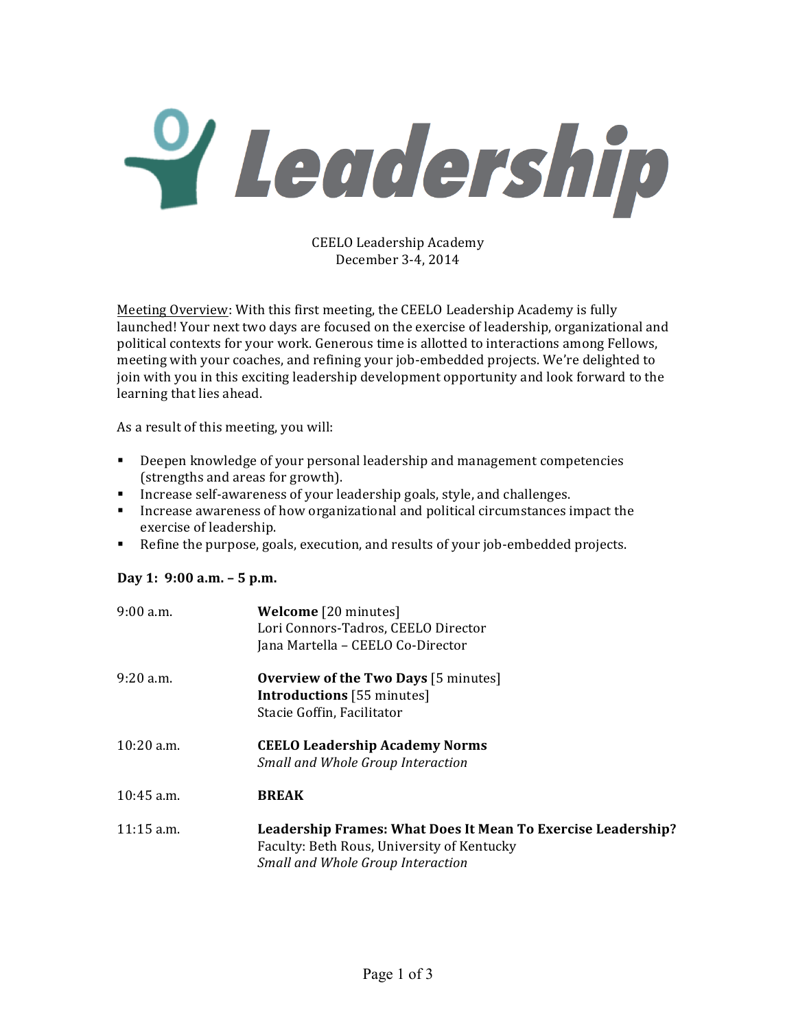# Leadership

CEELO Leadership Academy
December 3-4, 2014

Meeting Overview: With this first meeting, the CEELO Leadership Academy is fully launched! Your next two days are focused on the exercise of leadership, organizational and political contexts for your work. Generous time is allotted to interactions among Fellows, meeting with your coaches, and refining your job-embedded projects. We're delighted to join with you in this exciting leadership development opportunity and look forward to the learning that lies ahead.

As a result of this meeting, you will:

- Deepen knowledge of your personal leadership and management competencies (strengths and areas for growth).
- Increase self-awareness of your leadership goals, style, and challenges.
- Increase awareness of how organizational and political circumstances impact the exercise of leadership.
- Refine the purpose, goals, execution, and results of your job-embedded projects.

**Day 1: 9:00 a.m. – 5 p.m.**

| | |
|---|---|
| 9:00 a.m. | **Welcome** [20 minutes]<br>Lori Connors-Tadros, CEELO Director<br>Jana Martella – CEELO Co-Director |
| 9:20 a.m. | **Overview of the Two Days** [5 minutes]<br>**Introductions** [55 minutes]<br>Stacie Goffin, Facilitator |
| 10:20 a.m. | **CEELO Leadership Academy Norms**<br>*Small and Whole Group Interaction* |
| 10:45 a.m. | **BREAK** |
| 11:15 a.m. | **Leadership Frames: What Does It Mean To Exercise Leadership?**<br>Faculty: Beth Rous, University of Kentucky<br>*Small and Whole Group Interaction* |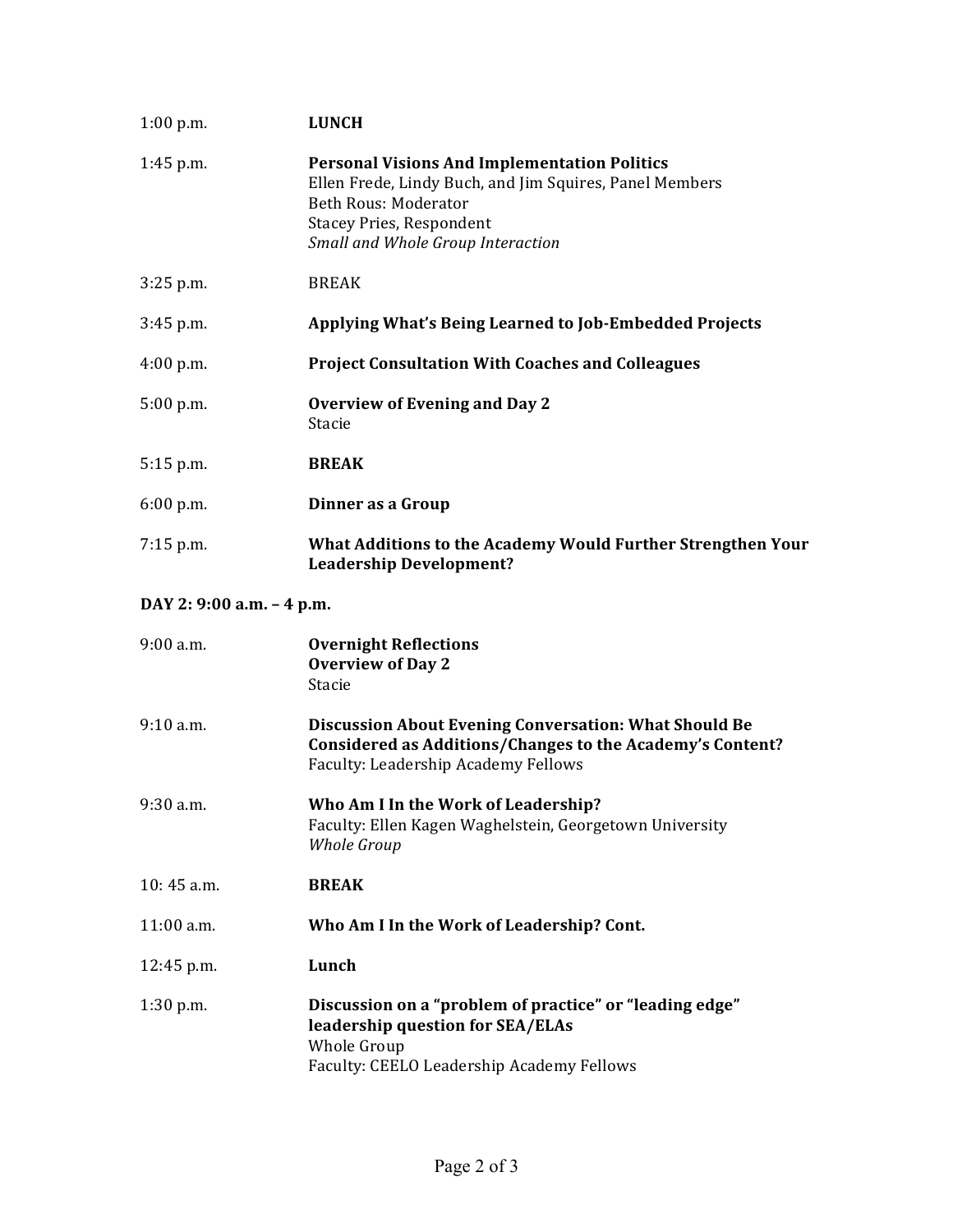| Time | Activity |
| --- | --- |
| 1:00 p.m. | **LUNCH** |
| 1:45 p.m. | **Personal Visions And Implementation Politics**<br>Ellen Frede, Lindy Buch, and Jim Squires, Panel Members<br>Beth Rous: Moderator<br>Stacey Pries, Respondent<br>*Small and Whole Group Interaction* |
| 3:25 p.m. | BREAK |
| 3:45 p.m. | **Applying What's Being Learned to Job-Embedded Projects** |
| 4:00 p.m. | **Project Consultation With Coaches and Colleagues** |
| 5:00 p.m. | **Overview of Evening and Day 2**<br>Stacie |
| 5:15 p.m. | **BREAK** |
| 6:00 p.m. | **Dinner as a Group** |
| 7:15 p.m. | **What Additions to the Academy Would Further Strengthen Your Leadership Development?** |

**DAY 2: 9:00 a.m. – 4 p.m.**

| Time | Activity |
| --- | --- |
| 9:00 a.m. | **Overnight Reflections**<br>**Overview of Day 2**<br>Stacie |
| 9:10 a.m. | **Discussion About Evening Conversation: What Should Be Considered as Additions/Changes to the Academy's Content?**<br>Faculty: Leadership Academy Fellows |
| 9:30 a.m. | **Who Am I In the Work of Leadership?**<br>Faculty: Ellen Kagen Waghelstein, Georgetown University<br>*Whole Group* |
| 10: 45 a.m. | **BREAK** |
| 11:00 a.m. | **Who Am I In the Work of Leadership? Cont.** |
| 12:45 p.m. | **Lunch** |
| 1:30 p.m. | **Discussion on a "problem of practice" or "leading edge" leadership question for SEA/ELAs**<br>Whole Group<br>Faculty: CEELO Leadership Academy Fellows |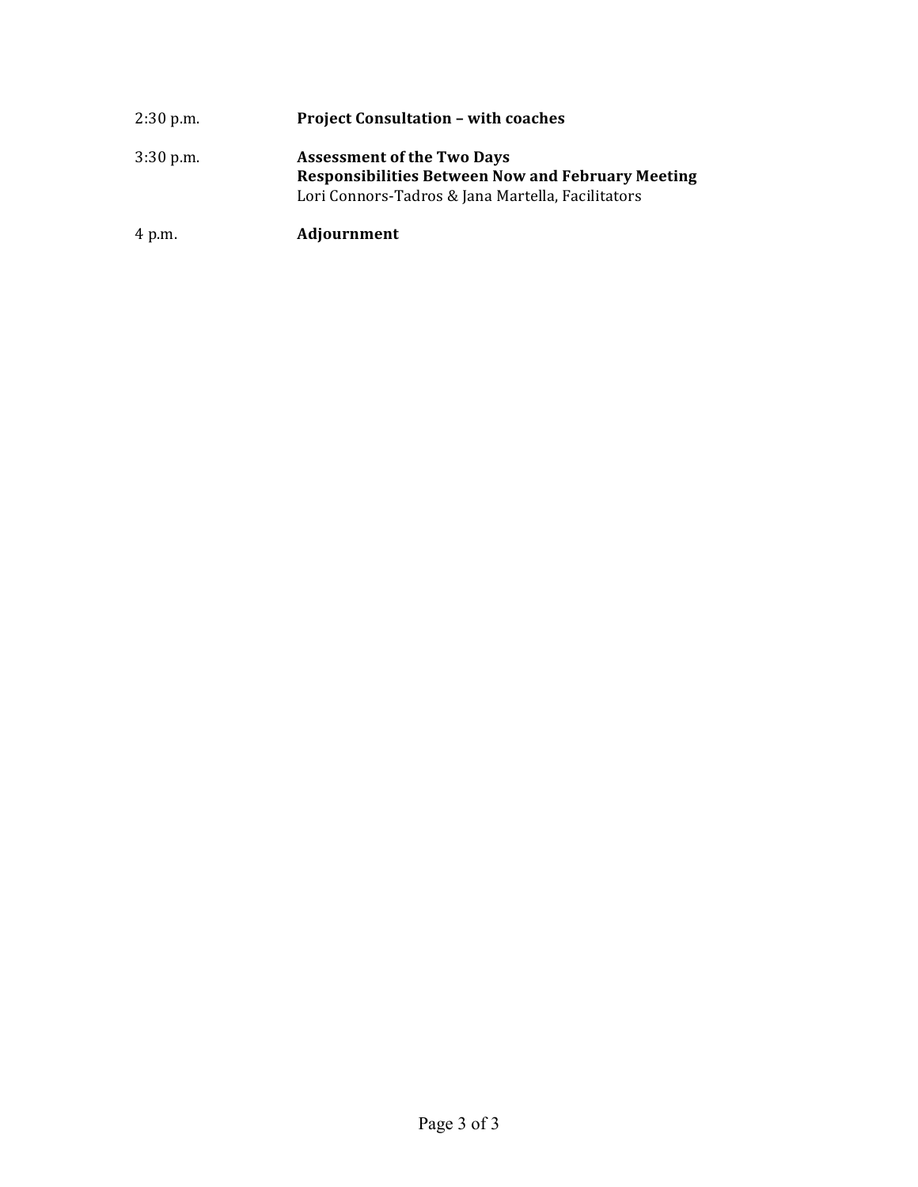| | |
|---|---|
| 2:30 p.m. | **Project Consultation – with coaches** |
| 3:30 p.m. | **Assessment of the Two Days**<br>**Responsibilities Between Now and February Meeting**<br>Lori Connors-Tadros & Jana Martella, Facilitators |
| 4 p.m. | **Adjournment** |